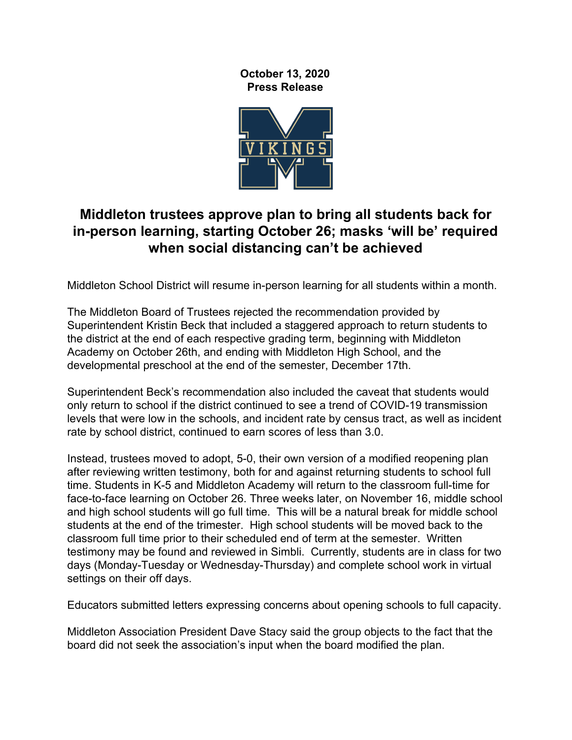**October 13, 2020**
**Press Release**

# Middleton trustees approve plan to bring all students back for in-person learning, starting October 26; masks 'will be' required when social distancing can't be achieved

Middleton School District will resume in-person learning for all students within a month.

The Middleton Board of Trustees rejected the recommendation provided by Superintendent Kristin Beck that included a staggered approach to return students to the district at the end of each respective grading term, beginning with Middleton Academy on October 26th, and ending with Middleton High School, and the developmental preschool at the end of the semester, December 17th.

Superintendent Beck's recommendation also included the caveat that students would only return to school if the district continued to see a trend of COVID-19 transmission levels that were low in the schools, and incident rate by census tract, as well as incident rate by school district, continued to earn scores of less than 3.0.

Instead, trustees moved to adopt, 5-0, their own version of a modified reopening plan after reviewing written testimony, both for and against returning students to school full time. Students in K-5 and Middleton Academy will return to the classroom full-time for face-to-face learning on October 26. Three weeks later, on November 16, middle school and high school students will go full time. This will be a natural break for middle school students at the end of the trimester. High school students will be moved back to the classroom full time prior to their scheduled end of term at the semester. Written testimony may be found and reviewed in Simbli. Currently, students are in class for two days (Monday-Tuesday or Wednesday-Thursday) and complete school work in virtual settings on their off days.

Educators submitted letters expressing concerns about opening schools to full capacity.

Middleton Association President Dave Stacy said the group objects to the fact that the board did not seek the association's input when the board modified the plan.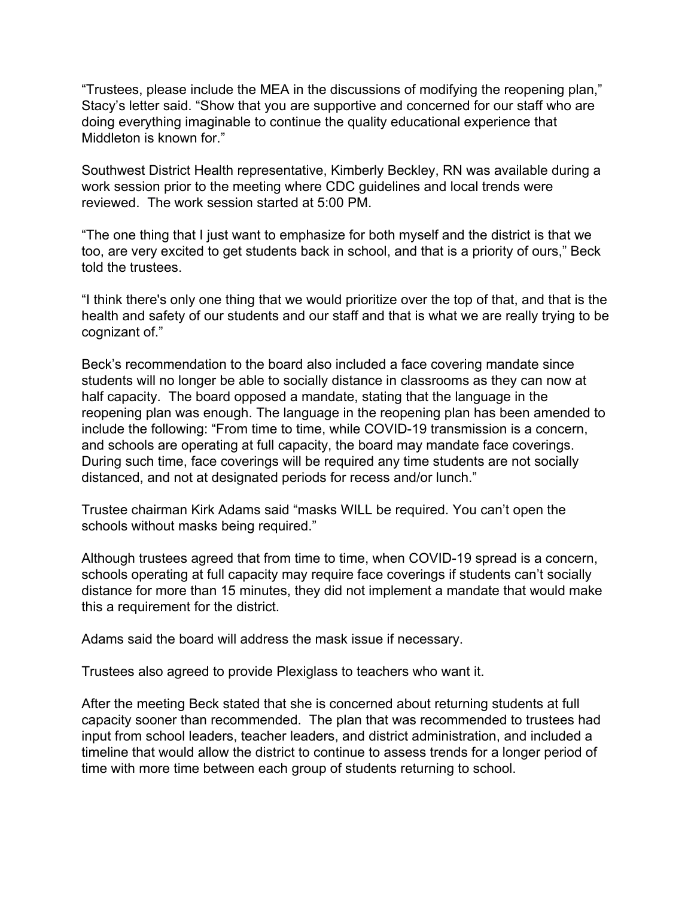"Trustees, please include the MEA in the discussions of modifying the reopening plan," Stacy's letter said. "Show that you are supportive and concerned for our staff who are doing everything imaginable to continue the quality educational experience that Middleton is known for."

Southwest District Health representative, Kimberly Beckley, RN was available during a work session prior to the meeting where CDC guidelines and local trends were reviewed. The work session started at 5:00 PM.

"The one thing that I just want to emphasize for both myself and the district is that we too, are very excited to get students back in school, and that is a priority of ours," Beck told the trustees.

"I think there's only one thing that we would prioritize over the top of that, and that is the health and safety of our students and our staff and that is what we are really trying to be cognizant of."

Beck's recommendation to the board also included a face covering mandate since students will no longer be able to socially distance in classrooms as they can now at half capacity. The board opposed a mandate, stating that the language in the reopening plan was enough. The language in the reopening plan has been amended to include the following: "From time to time, while COVID-19 transmission is a concern, and schools are operating at full capacity, the board may mandate face coverings. During such time, face coverings will be required any time students are not socially distanced, and not at designated periods for recess and/or lunch."

Trustee chairman Kirk Adams said "masks WILL be required. You can't open the schools without masks being required."

Although trustees agreed that from time to time, when COVID-19 spread is a concern, schools operating at full capacity may require face coverings if students can't socially distance for more than 15 minutes, they did not implement a mandate that would make this a requirement for the district.

Adams said the board will address the mask issue if necessary.

Trustees also agreed to provide Plexiglass to teachers who want it.

After the meeting Beck stated that she is concerned about returning students at full capacity sooner than recommended. The plan that was recommended to trustees had input from school leaders, teacher leaders, and district administration, and included a timeline that would allow the district to continue to assess trends for a longer period of time with more time between each group of students returning to school.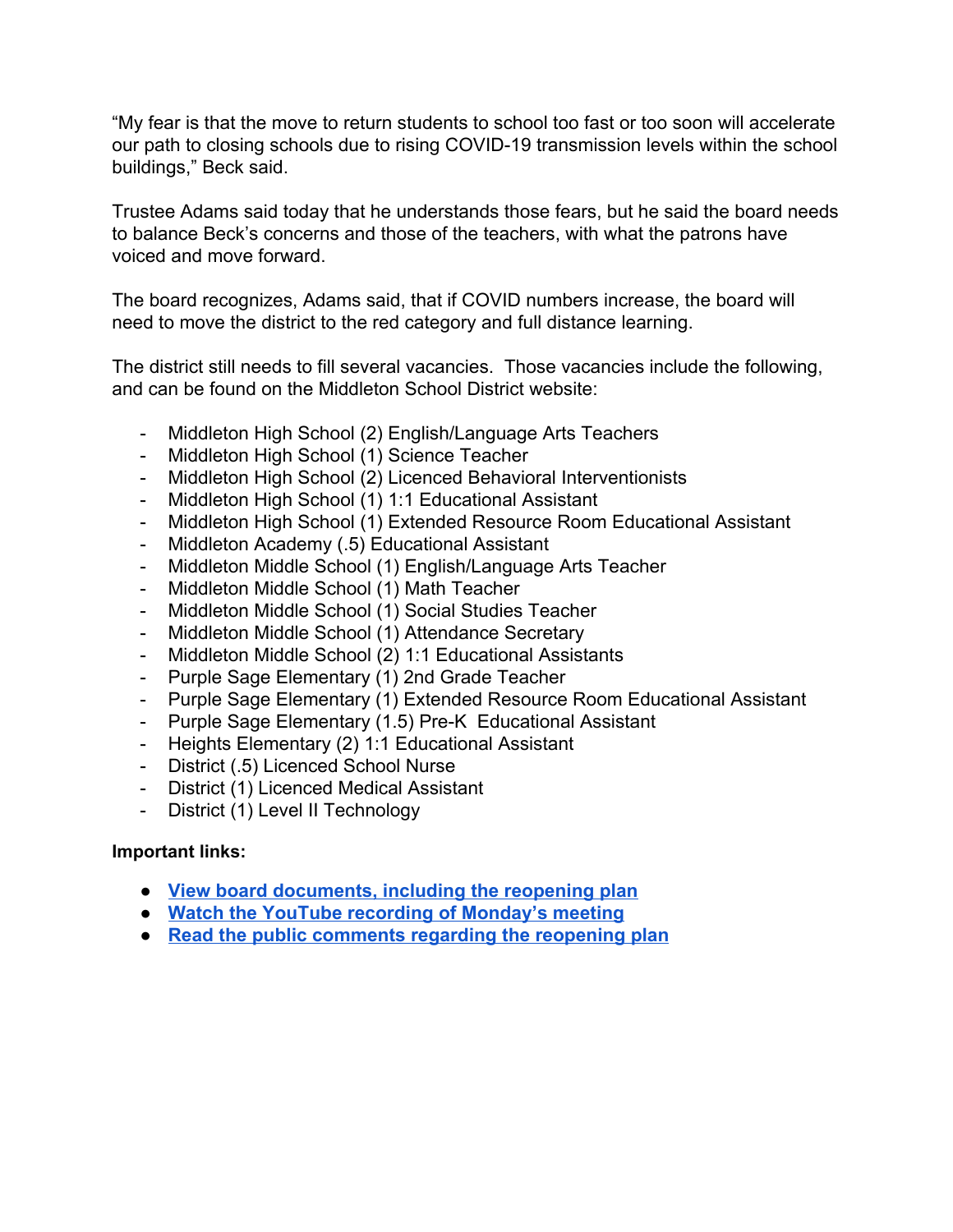"My fear is that the move to return students to school too fast or too soon will accelerate our path to closing schools due to rising COVID-19 transmission levels within the school buildings," Beck said.

Trustee Adams said today that he understands those fears, but he said the board needs to balance Beck's concerns and those of the teachers, with what the patrons have voiced and move forward.

The board recognizes, Adams said, that if COVID numbers increase, the board will need to move the district to the red category and full distance learning.

The district still needs to fill several vacancies. Those vacancies include the following, and can be found on the Middleton School District website:

- Middleton High School (2) English/Language Arts Teachers
- Middleton High School (1) Science Teacher
- Middleton High School (2) Licenced Behavioral Interventionists
- Middleton High School (1) 1:1 Educational Assistant
- Middleton High School (1) Extended Resource Room Educational Assistant
- Middleton Academy (.5) Educational Assistant
- Middleton Middle School (1) English/Language Arts Teacher
- Middleton Middle School (1) Math Teacher
- Middleton Middle School (1) Social Studies Teacher
- Middleton Middle School (1) Attendance Secretary
- Middleton Middle School (2) 1:1 Educational Assistants
- Purple Sage Elementary (1) 2nd Grade Teacher
- Purple Sage Elementary (1) Extended Resource Room Educational Assistant
- Purple Sage Elementary (1.5) Pre-K Educational Assistant
- Heights Elementary (2) 1:1 Educational Assistant
- District (.5) Licenced School Nurse
- District (1) Licenced Medical Assistant
- District (1) Level II Technology

**Important links:**

- **View board documents, including the reopening plan**
- **Watch the YouTube recording of Monday's meeting**
- **Read the public comments regarding the reopening plan**